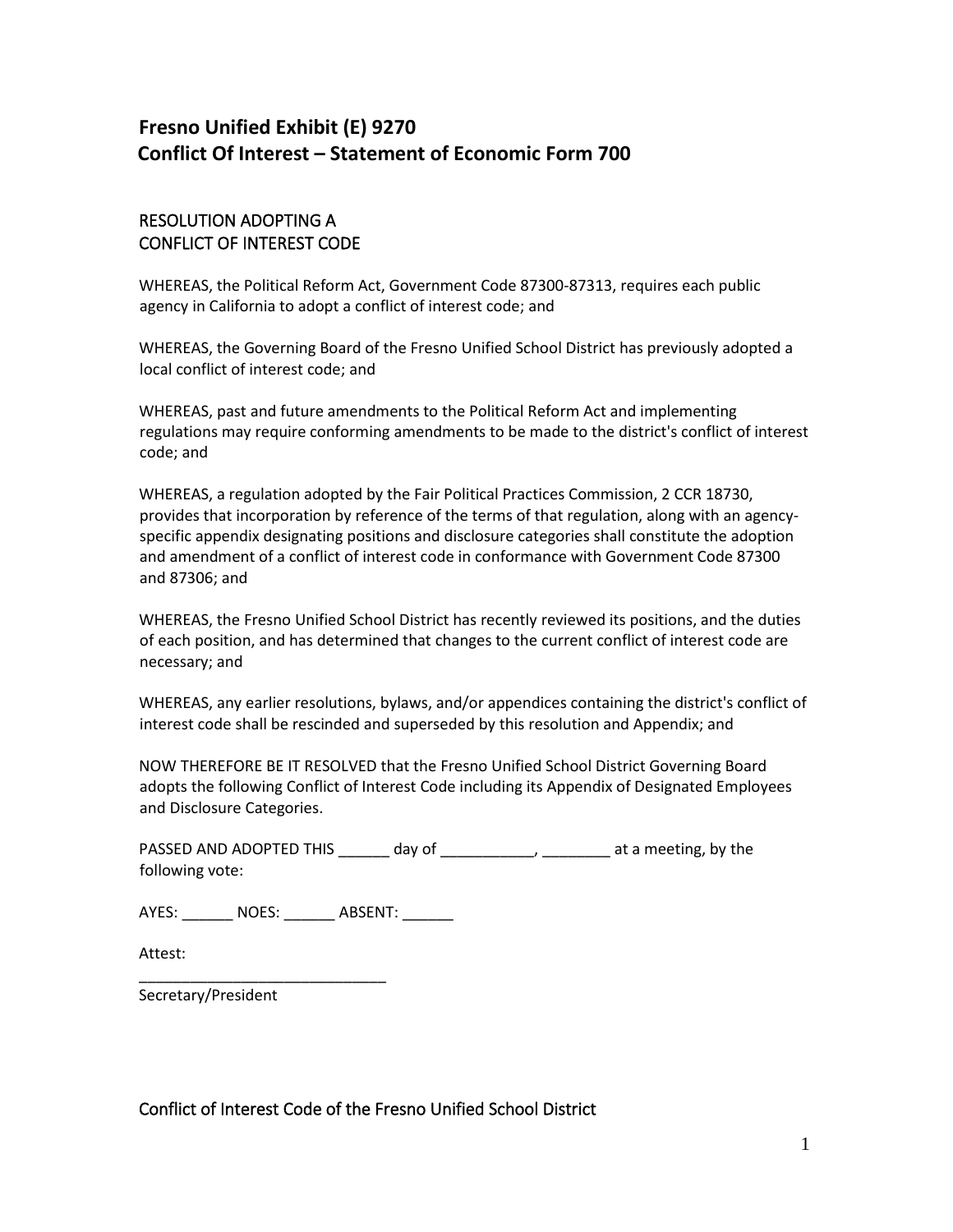# Fresno Unified Exhibit (E) 9270
# Conflict Of Interest – Statement of Economic Form 700

## RESOLUTION ADOPTING A CONFLICT OF INTEREST CODE

WHEREAS, the Political Reform Act, Government Code 87300-87313, requires each public agency in California to adopt a conflict of interest code; and

WHEREAS, the Governing Board of the Fresno Unified School District has previously adopted a local conflict of interest code; and

WHEREAS, past and future amendments to the Political Reform Act and implementing regulations may require conforming amendments to be made to the district's conflict of interest code; and

WHEREAS, a regulation adopted by the Fair Political Practices Commission, 2 CCR 18730, provides that incorporation by reference of the terms of that regulation, along with an agency-specific appendix designating positions and disclosure categories shall constitute the adoption and amendment of a conflict of interest code in conformance with Government Code 87300 and 87306; and

WHEREAS, the Fresno Unified School District has recently reviewed its positions, and the duties of each position, and has determined that changes to the current conflict of interest code are necessary; and

WHEREAS, any earlier resolutions, bylaws, and/or appendices containing the district's conflict of interest code shall be rescinded and superseded by this resolution and Appendix; and

NOW THEREFORE BE IT RESOLVED that the Fresno Unified School District Governing Board adopts the following Conflict of Interest Code including its Appendix of Designated Employees and Disclosure Categories.

PASSED AND ADOPTED THIS ______ day of ___________, ________ at a meeting, by the following vote:

AYES: ______ NOES: ______ ABSENT: ______

Attest:

_____________________________
Secretary/President

## Conflict of Interest Code of the Fresno Unified School District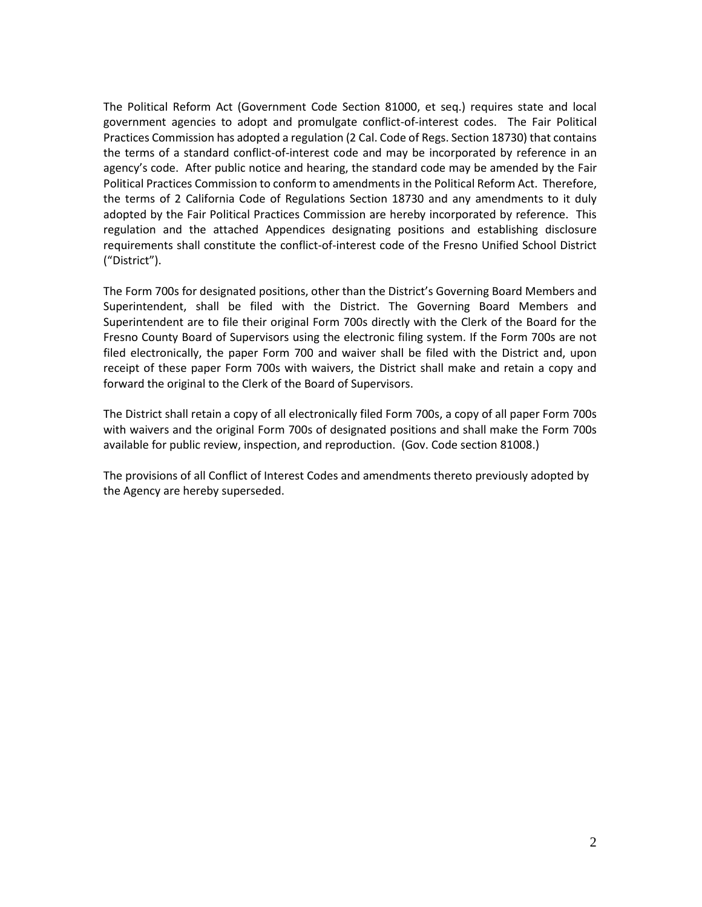The Political Reform Act (Government Code Section 81000, et seq.) requires state and local government agencies to adopt and promulgate conflict-of-interest codes. The Fair Political Practices Commission has adopted a regulation (2 Cal. Code of Regs. Section 18730) that contains the terms of a standard conflict-of-interest code and may be incorporated by reference in an agency's code. After public notice and hearing, the standard code may be amended by the Fair Political Practices Commission to conform to amendments in the Political Reform Act. Therefore, the terms of 2 California Code of Regulations Section 18730 and any amendments to it duly adopted by the Fair Political Practices Commission are hereby incorporated by reference. This regulation and the attached Appendices designating positions and establishing disclosure requirements shall constitute the conflict-of-interest code of the Fresno Unified School District ("District").

The Form 700s for designated positions, other than the District's Governing Board Members and Superintendent, shall be filed with the District. The Governing Board Members and Superintendent are to file their original Form 700s directly with the Clerk of the Board for the Fresno County Board of Supervisors using the electronic filing system. If the Form 700s are not filed electronically, the paper Form 700 and waiver shall be filed with the District and, upon receipt of these paper Form 700s with waivers, the District shall make and retain a copy and forward the original to the Clerk of the Board of Supervisors.

The District shall retain a copy of all electronically filed Form 700s, a copy of all paper Form 700s with waivers and the original Form 700s of designated positions and shall make the Form 700s available for public review, inspection, and reproduction. (Gov. Code section 81008.)

The provisions of all Conflict of Interest Codes and amendments thereto previously adopted by the Agency are hereby superseded.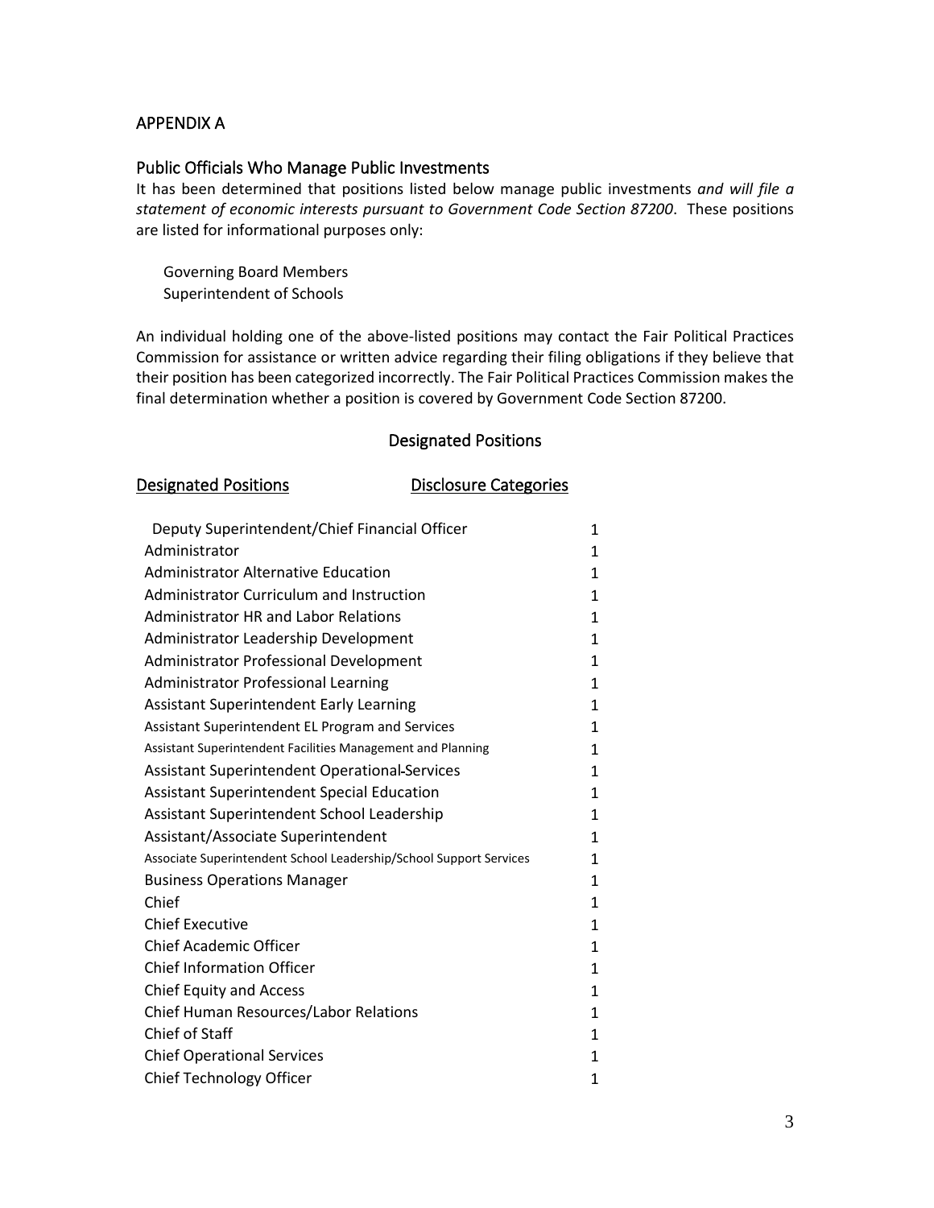## APPENDIX A

### Public Officials Who Manage Public Investments

It has been determined that positions listed below manage public investments *and will file a statement of economic interests pursuant to Government Code Section 87200*. These positions are listed for informational purposes only:

Governing Board Members
Superintendent of Schools

An individual holding one of the above-listed positions may contact the Fair Political Practices Commission for assistance or written advice regarding their filing obligations if they believe that their position has been categorized incorrectly. The Fair Political Practices Commission makes the final determination whether a position is covered by Government Code Section 87200.

### Designated Positions

| Designated Positions | Disclosure Categories |
|---|---|
| Deputy Superintendent/Chief Financial Officer | 1 |
| Administrator | 1 |
| Administrator Alternative Education | 1 |
| Administrator Curriculum and Instruction | 1 |
| Administrator HR and Labor Relations | 1 |
| Administrator Leadership Development | 1 |
| Administrator Professional Development | 1 |
| Administrator Professional Learning | 1 |
| Assistant Superintendent Early Learning | 1 |
| Assistant Superintendent EL Program and Services | 1 |
| Assistant Superintendent Facilities Management and Planning | 1 |
| Assistant Superintendent Operational-Services | 1 |
| Assistant Superintendent Special Education | 1 |
| Assistant Superintendent School Leadership | 1 |
| Assistant/Associate Superintendent | 1 |
| Associate Superintendent School Leadership/School Support Services | 1 |
| Business Operations Manager | 1 |
| Chief | 1 |
| Chief Executive | 1 |
| Chief Academic Officer | 1 |
| Chief Information Officer | 1 |
| Chief Equity and Access | 1 |
| Chief Human Resources/Labor Relations | 1 |
| Chief of Staff | 1 |
| Chief Operational Services | 1 |
| Chief Technology Officer | 1 |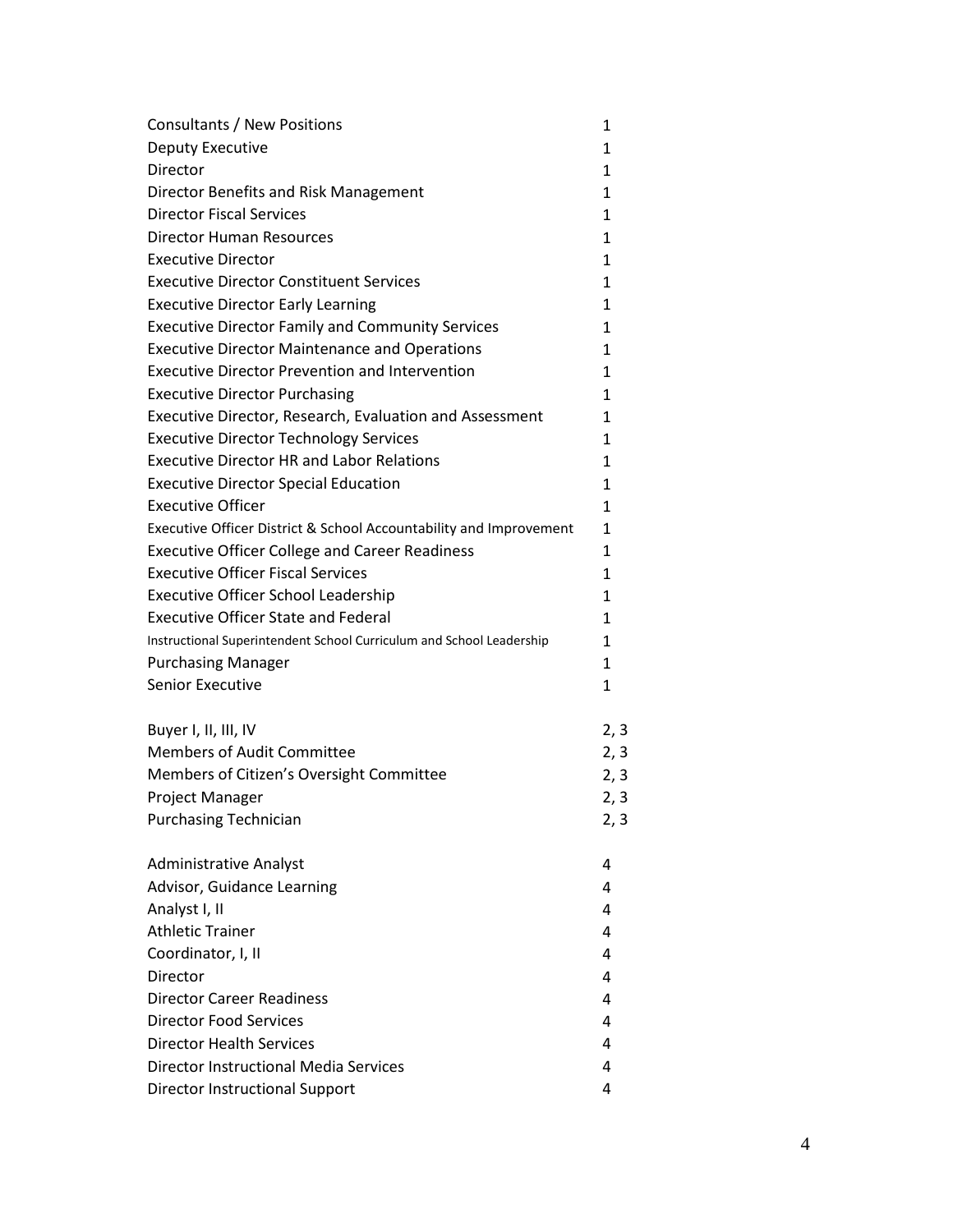| | |
|---|---|
| Consultants / New Positions | 1 |
| Deputy Executive | 1 |
| Director | 1 |
| Director Benefits and Risk Management | 1 |
| Director Fiscal Services | 1 |
| Director Human Resources | 1 |
| Executive Director | 1 |
| Executive Director Constituent Services | 1 |
| Executive Director Early Learning | 1 |
| Executive Director Family and Community Services | 1 |
| Executive Director Maintenance and Operations | 1 |
| Executive Director Prevention and Intervention | 1 |
| Executive Director Purchasing | 1 |
| Executive Director, Research, Evaluation and Assessment | 1 |
| Executive Director Technology Services | 1 |
| Executive Director HR and Labor Relations | 1 |
| Executive Director Special Education | 1 |
| Executive Officer | 1 |
| Executive Officer District & School Accountability and Improvement | 1 |
| Executive Officer College and Career Readiness | 1 |
| Executive Officer Fiscal Services | 1 |
| Executive Officer School Leadership | 1 |
| Executive Officer State and Federal | 1 |
| Instructional Superintendent School Curriculum and School Leadership | 1 |
| Purchasing Manager | 1 |
| Senior Executive | 1 |
| | |
| Buyer I, II, III, IV | 2, 3 |
| Members of Audit Committee | 2, 3 |
| Members of Citizen's Oversight Committee | 2, 3 |
| Project Manager | 2, 3 |
| Purchasing Technician | 2, 3 |
| | |
| Administrative Analyst | 4 |
| Advisor, Guidance Learning | 4 |
| Analyst I, II | 4 |
| Athletic Trainer | 4 |
| Coordinator, I, II | 4 |
| Director | 4 |
| Director Career Readiness | 4 |
| Director Food Services | 4 |
| Director Health Services | 4 |
| Director Instructional Media Services | 4 |
| Director Instructional Support | 4 |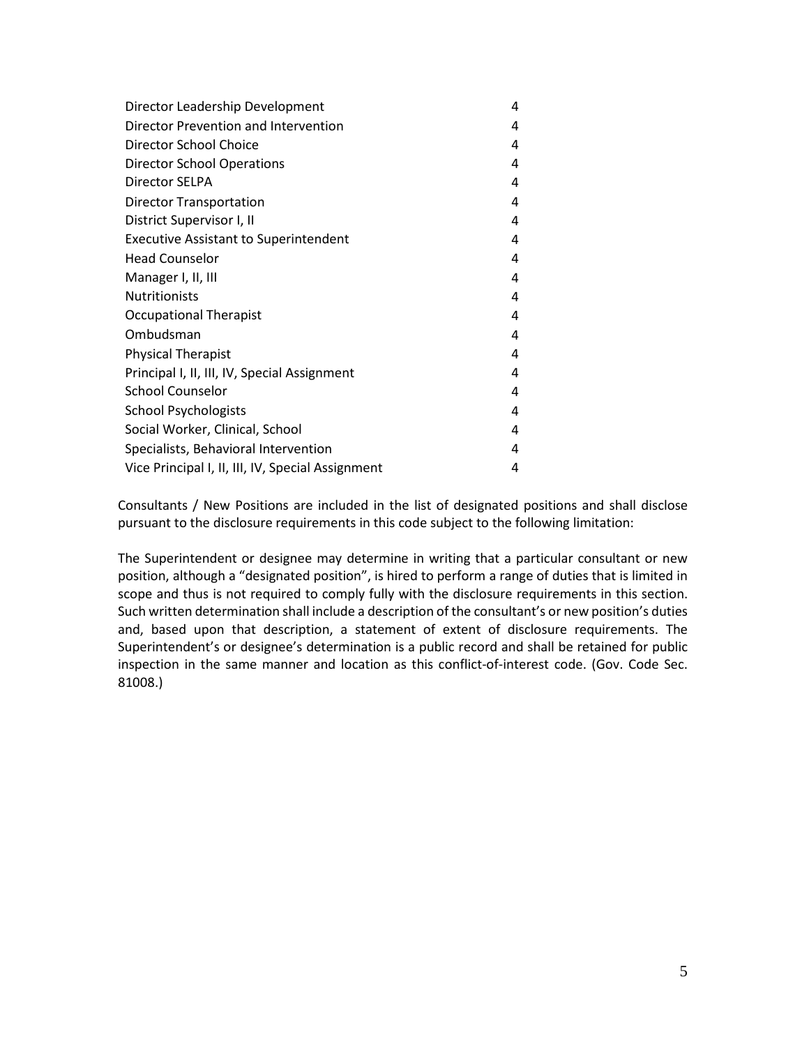| | |
|---|---|
| Director Leadership Development | 4 |
| Director Prevention and Intervention | 4 |
| Director School Choice | 4 |
| Director School Operations | 4 |
| Director SELPA | 4 |
| Director Transportation | 4 |
| District Supervisor I, II | 4 |
| Executive Assistant to Superintendent | 4 |
| Head Counselor | 4 |
| Manager I, II, III | 4 |
| Nutritionists | 4 |
| Occupational Therapist | 4 |
| Ombudsman | 4 |
| Physical Therapist | 4 |
| Principal I, II, III, IV, Special Assignment | 4 |
| School Counselor | 4 |
| School Psychologists | 4 |
| Social Worker, Clinical, School | 4 |
| Specialists, Behavioral Intervention | 4 |
| Vice Principal I, II, III, IV, Special Assignment | 4 |

Consultants / New Positions are included in the list of designated positions and shall disclose pursuant to the disclosure requirements in this code subject to the following limitation:

The Superintendent or designee may determine in writing that a particular consultant or new position, although a "designated position", is hired to perform a range of duties that is limited in scope and thus is not required to comply fully with the disclosure requirements in this section. Such written determination shall include a description of the consultant's or new position's duties and, based upon that description, a statement of extent of disclosure requirements. The Superintendent's or designee's determination is a public record and shall be retained for public inspection in the same manner and location as this conflict-of-interest code. (Gov. Code Sec. 81008.)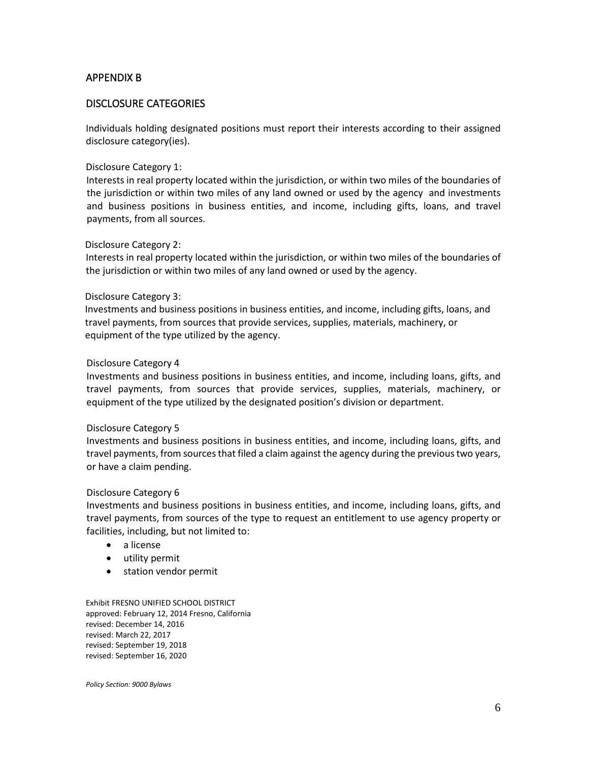## APPENDIX B

## DISCLOSURE CATEGORIES

Individuals holding designated positions must report their interests according to their assigned disclosure category(ies).

Disclosure Category 1:
Interests in real property located within the jurisdiction, or within two miles of the boundaries of the jurisdiction or within two miles of any land owned or used by the agency and investments and business positions in business entities, and income, including gifts, loans, and travel payments, from all sources.

Disclosure Category 2:
Interests in real property located within the jurisdiction, or within two miles of the boundaries of the jurisdiction or within two miles of any land owned or used by the agency.

Disclosure Category 3:
Investments and business positions in business entities, and income, including gifts, loans, and travel payments, from sources that provide services, supplies, materials, machinery, or equipment of the type utilized by the agency.

Disclosure Category 4
Investments and business positions in business entities, and income, including loans, gifts, and travel payments, from sources that provide services, supplies, materials, machinery, or equipment of the type utilized by the designated position's division or department.

Disclosure Category 5
Investments and business positions in business entities, and income, including loans, gifts, and travel payments, from sources that filed a claim against the agency during the previous two years, or have a claim pending.

Disclosure Category 6
Investments and business positions in business entities, and income, including loans, gifts, and travel payments, from sources of the type to request an entitlement to use agency property or facilities, including, but not limited to:

- a license
- utility permit
- station vendor permit

Exhibit FRESNO UNIFIED SCHOOL DISTRICT
approved: February 12, 2014 Fresno, California
revised: December 14, 2016
revised: March 22, 2017
revised: September 19, 2018
revised: September 16, 2020

*Policy Section: 9000 Bylaws*